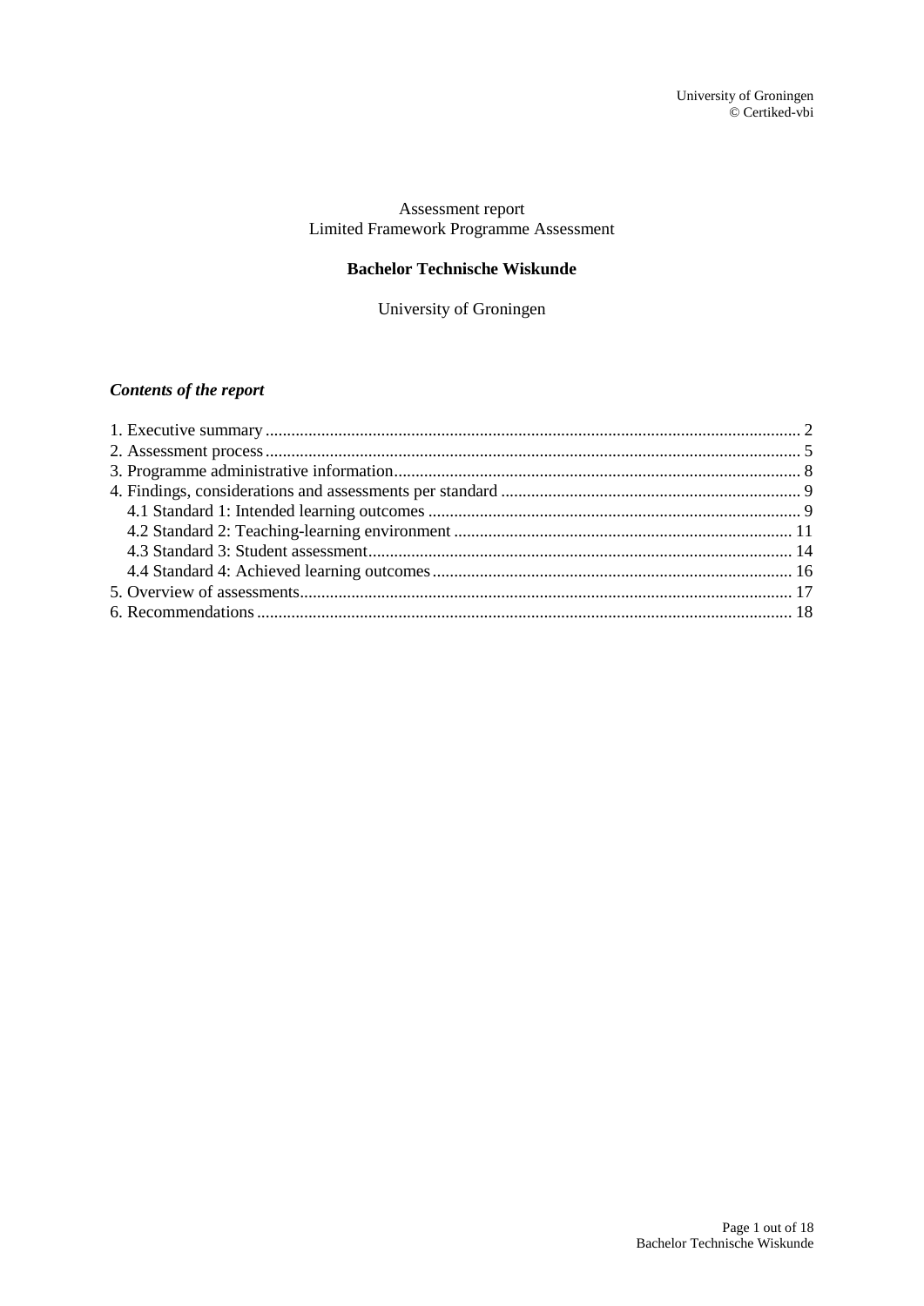Assessment report
Limited Framework Programme Assessment

**Bachelor Technische Wiskunde**

University of Groningen

***Contents of the report***

1. Executive summary ... 2
2. Assessment process ... 5
3. Programme administrative information ... 8
4. Findings, considerations and assessments per standard ... 9
   - 4.1 Standard 1: Intended learning outcomes ... 9
   - 4.2 Standard 2: Teaching-learning environment ... 11
   - 4.3 Standard 3: Student assessment ... 14
   - 4.4 Standard 4: Achieved learning outcomes ... 16
5. Overview of assessments ... 17
6. Recommendations ... 18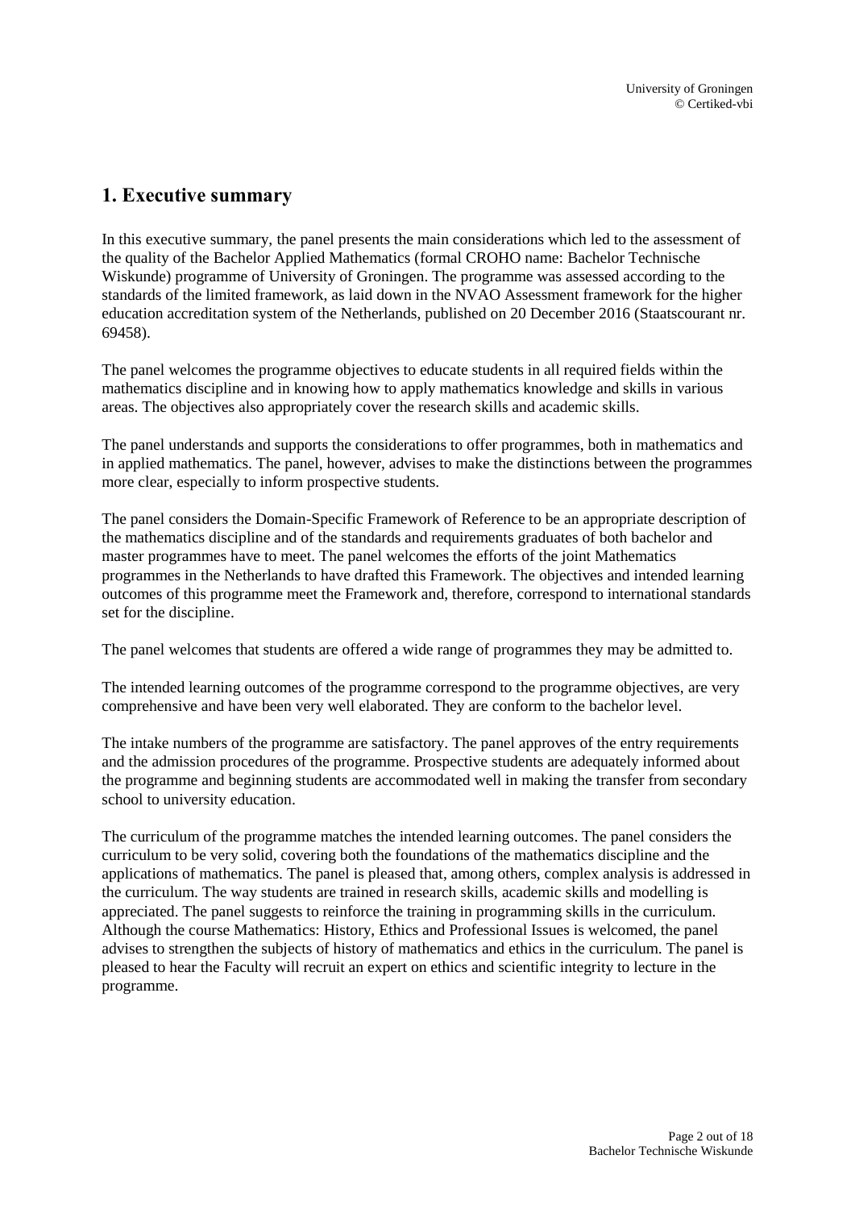## 1. Executive summary

In this executive summary, the panel presents the main considerations which led to the assessment of the quality of the Bachelor Applied Mathematics (formal CROHO name: Bachelor Technische Wiskunde) programme of University of Groningen. The programme was assessed according to the standards of the limited framework, as laid down in the NVAO Assessment framework for the higher education accreditation system of the Netherlands, published on 20 December 2016 (Staatscourant nr. 69458).

The panel welcomes the programme objectives to educate students in all required fields within the mathematics discipline and in knowing how to apply mathematics knowledge and skills in various areas. The objectives also appropriately cover the research skills and academic skills.

The panel understands and supports the considerations to offer programmes, both in mathematics and in applied mathematics. The panel, however, advises to make the distinctions between the programmes more clear, especially to inform prospective students.

The panel considers the Domain-Specific Framework of Reference to be an appropriate description of the mathematics discipline and of the standards and requirements graduates of both bachelor and master programmes have to meet. The panel welcomes the efforts of the joint Mathematics programmes in the Netherlands to have drafted this Framework. The objectives and intended learning outcomes of this programme meet the Framework and, therefore, correspond to international standards set for the discipline.

The panel welcomes that students are offered a wide range of programmes they may be admitted to.

The intended learning outcomes of the programme correspond to the programme objectives, are very comprehensive and have been very well elaborated. They are conform to the bachelor level.

The intake numbers of the programme are satisfactory. The panel approves of the entry requirements and the admission procedures of the programme. Prospective students are adequately informed about the programme and beginning students are accommodated well in making the transfer from secondary school to university education.

The curriculum of the programme matches the intended learning outcomes. The panel considers the curriculum to be very solid, covering both the foundations of the mathematics discipline and the applications of mathematics. The panel is pleased that, among others, complex analysis is addressed in the curriculum. The way students are trained in research skills, academic skills and modelling is appreciated. The panel suggests to reinforce the training in programming skills in the curriculum. Although the course Mathematics: History, Ethics and Professional Issues is welcomed, the panel advises to strengthen the subjects of history of mathematics and ethics in the curriculum. The panel is pleased to hear the Faculty will recruit an expert on ethics and scientific integrity to lecture in the programme.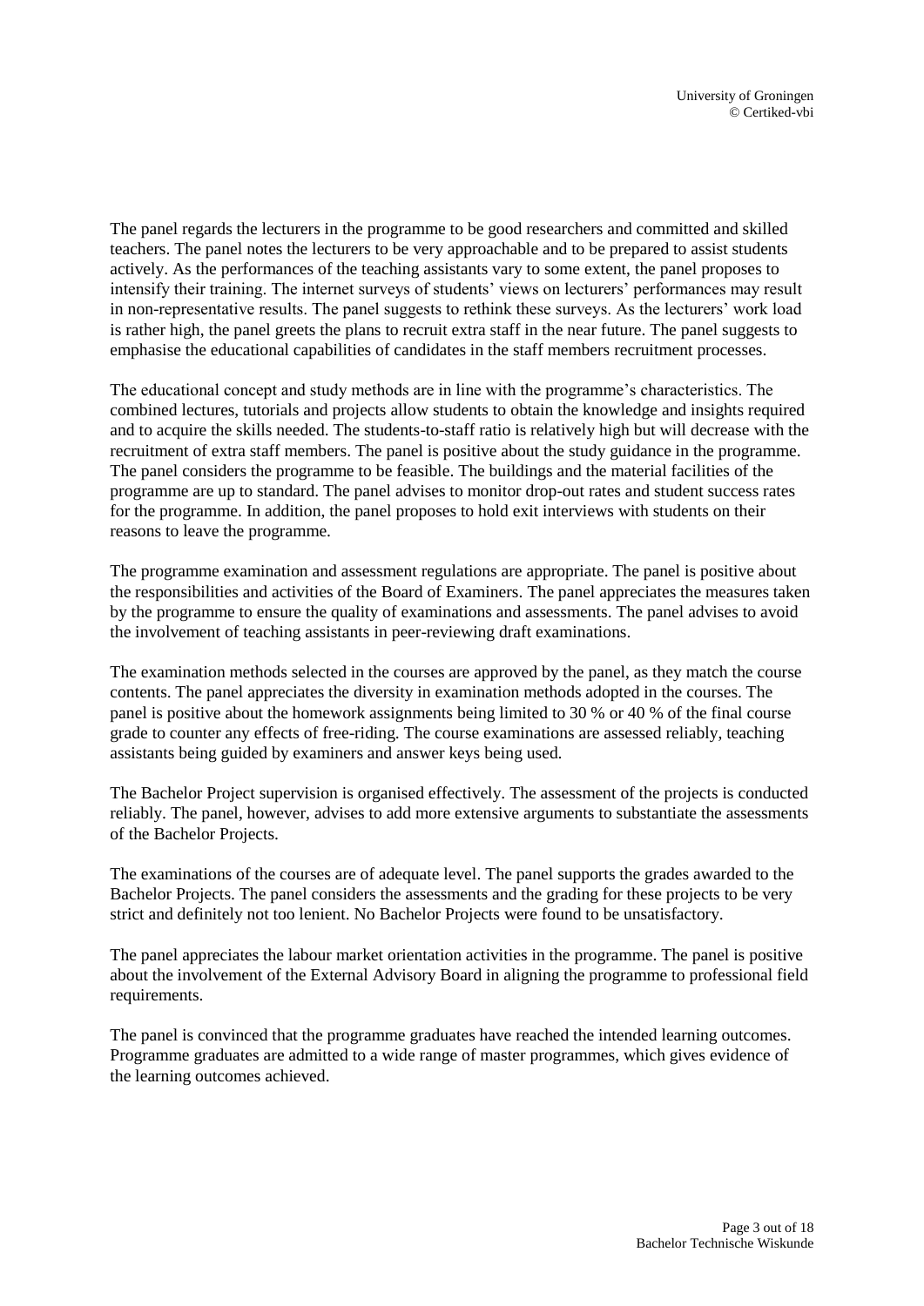The panel regards the lecturers in the programme to be good researchers and committed and skilled teachers. The panel notes the lecturers to be very approachable and to be prepared to assist students actively. As the performances of the teaching assistants vary to some extent, the panel proposes to intensify their training. The internet surveys of students' views on lecturers' performances may result in non-representative results. The panel suggests to rethink these surveys. As the lecturers' work load is rather high, the panel greets the plans to recruit extra staff in the near future. The panel suggests to emphasise the educational capabilities of candidates in the staff members recruitment processes.

The educational concept and study methods are in line with the programme's characteristics. The combined lectures, tutorials and projects allow students to obtain the knowledge and insights required and to acquire the skills needed. The students-to-staff ratio is relatively high but will decrease with the recruitment of extra staff members. The panel is positive about the study guidance in the programme. The panel considers the programme to be feasible. The buildings and the material facilities of the programme are up to standard. The panel advises to monitor drop-out rates and student success rates for the programme. In addition, the panel proposes to hold exit interviews with students on their reasons to leave the programme.

The programme examination and assessment regulations are appropriate. The panel is positive about the responsibilities and activities of the Board of Examiners. The panel appreciates the measures taken by the programme to ensure the quality of examinations and assessments. The panel advises to avoid the involvement of teaching assistants in peer-reviewing draft examinations.

The examination methods selected in the courses are approved by the panel, as they match the course contents. The panel appreciates the diversity in examination methods adopted in the courses. The panel is positive about the homework assignments being limited to 30 % or 40 % of the final course grade to counter any effects of free-riding. The course examinations are assessed reliably, teaching assistants being guided by examiners and answer keys being used.

The Bachelor Project supervision is organised effectively. The assessment of the projects is conducted reliably. The panel, however, advises to add more extensive arguments to substantiate the assessments of the Bachelor Projects.

The examinations of the courses are of adequate level. The panel supports the grades awarded to the Bachelor Projects. The panel considers the assessments and the grading for these projects to be very strict and definitely not too lenient. No Bachelor Projects were found to be unsatisfactory.

The panel appreciates the labour market orientation activities in the programme. The panel is positive about the involvement of the External Advisory Board in aligning the programme to professional field requirements.

The panel is convinced that the programme graduates have reached the intended learning outcomes. Programme graduates are admitted to a wide range of master programmes, which gives evidence of the learning outcomes achieved.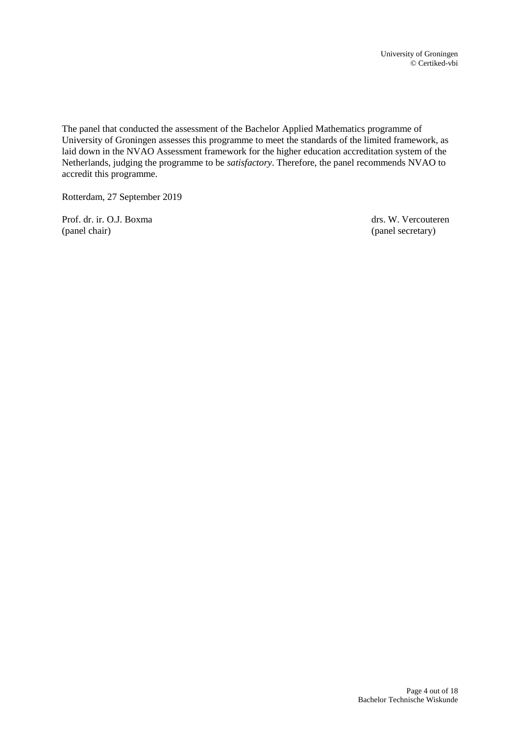The panel that conducted the assessment of the Bachelor Applied Mathematics programme of University of Groningen assesses this programme to meet the standards of the limited framework, as laid down in the NVAO Assessment framework for the higher education accreditation system of the Netherlands, judging the programme to be *satisfactory*. Therefore, the panel recommends NVAO to accredit this programme.

Rotterdam, 27 September 2019

| Prof. dr. ir. O.J. Boxma | drs. W. Vercouteren |
|---|---|
| (panel chair) | (panel secretary) |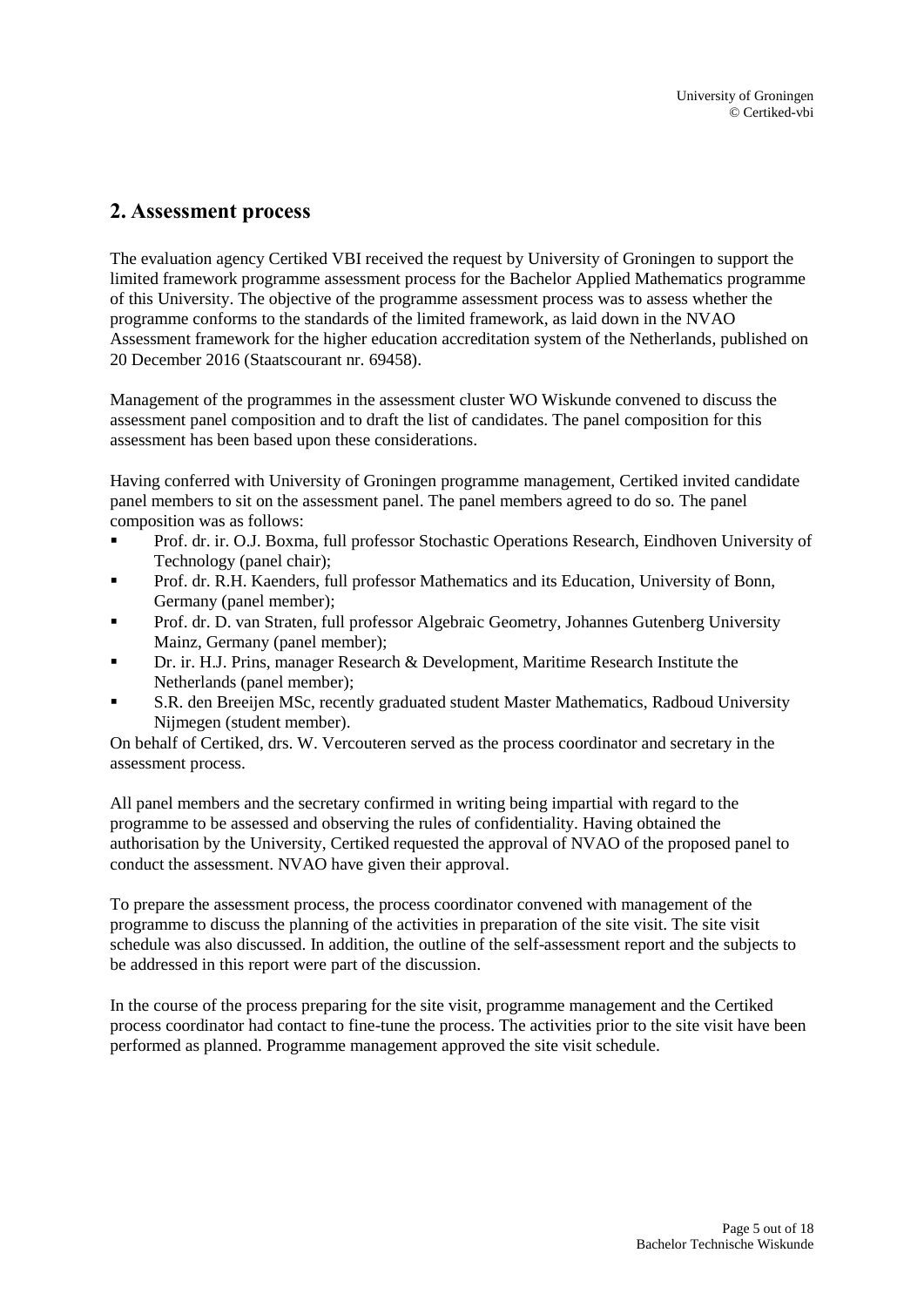## 2. Assessment process

The evaluation agency Certiked VBI received the request by University of Groningen to support the limited framework programme assessment process for the Bachelor Applied Mathematics programme of this University. The objective of the programme assessment process was to assess whether the programme conforms to the standards of the limited framework, as laid down in the NVAO Assessment framework for the higher education accreditation system of the Netherlands, published on 20 December 2016 (Staatscourant nr. 69458).

Management of the programmes in the assessment cluster WO Wiskunde convened to discuss the assessment panel composition and to draft the list of candidates. The panel composition for this assessment has been based upon these considerations.

Having conferred with University of Groningen programme management, Certiked invited candidate panel members to sit on the assessment panel. The panel members agreed to do so. The panel composition was as follows:

- Prof. dr. ir. O.J. Boxma, full professor Stochastic Operations Research, Eindhoven University of Technology (panel chair);
- Prof. dr. R.H. Kaenders, full professor Mathematics and its Education, University of Bonn, Germany (panel member);
- Prof. dr. D. van Straten, full professor Algebraic Geometry, Johannes Gutenberg University Mainz, Germany (panel member);
- Dr. ir. H.J. Prins, manager Research & Development, Maritime Research Institute the Netherlands (panel member);
- S.R. den Breeijen MSc, recently graduated student Master Mathematics, Radboud University Nijmegen (student member).

On behalf of Certiked, drs. W. Vercouteren served as the process coordinator and secretary in the assessment process.

All panel members and the secretary confirmed in writing being impartial with regard to the programme to be assessed and observing the rules of confidentiality. Having obtained the authorisation by the University, Certiked requested the approval of NVAO of the proposed panel to conduct the assessment. NVAO have given their approval.

To prepare the assessment process, the process coordinator convened with management of the programme to discuss the planning of the activities in preparation of the site visit. The site visit schedule was also discussed. In addition, the outline of the self-assessment report and the subjects to be addressed in this report were part of the discussion.

In the course of the process preparing for the site visit, programme management and the Certiked process coordinator had contact to fine-tune the process. The activities prior to the site visit have been performed as planned. Programme management approved the site visit schedule.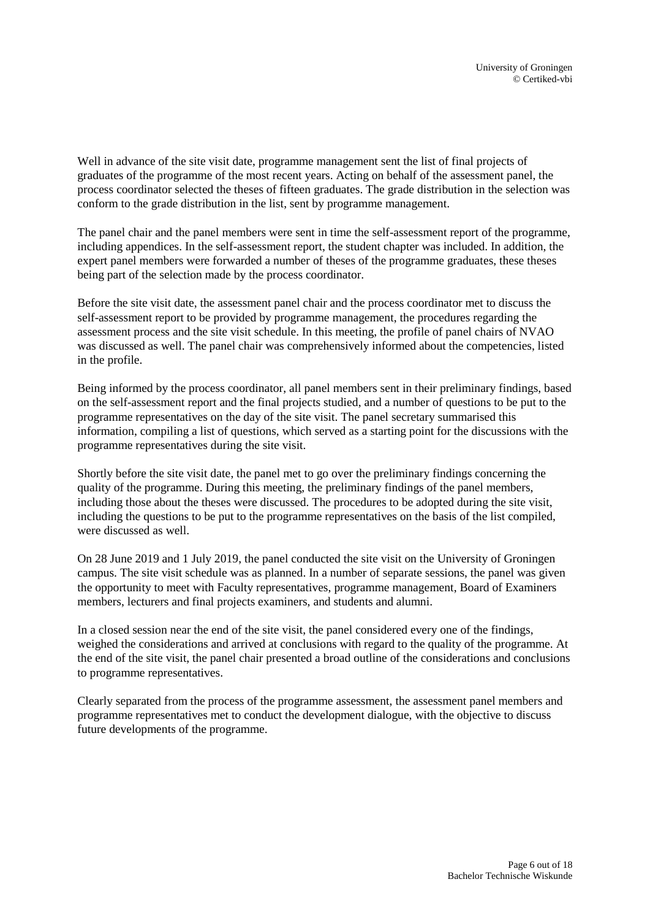Well in advance of the site visit date, programme management sent the list of final projects of graduates of the programme of the most recent years. Acting on behalf of the assessment panel, the process coordinator selected the theses of fifteen graduates. The grade distribution in the selection was conform to the grade distribution in the list, sent by programme management.

The panel chair and the panel members were sent in time the self-assessment report of the programme, including appendices. In the self-assessment report, the student chapter was included. In addition, the expert panel members were forwarded a number of theses of the programme graduates, these theses being part of the selection made by the process coordinator.

Before the site visit date, the assessment panel chair and the process coordinator met to discuss the self-assessment report to be provided by programme management, the procedures regarding the assessment process and the site visit schedule. In this meeting, the profile of panel chairs of NVAO was discussed as well. The panel chair was comprehensively informed about the competencies, listed in the profile.

Being informed by the process coordinator, all panel members sent in their preliminary findings, based on the self-assessment report and the final projects studied, and a number of questions to be put to the programme representatives on the day of the site visit. The panel secretary summarised this information, compiling a list of questions, which served as a starting point for the discussions with the programme representatives during the site visit.

Shortly before the site visit date, the panel met to go over the preliminary findings concerning the quality of the programme. During this meeting, the preliminary findings of the panel members, including those about the theses were discussed. The procedures to be adopted during the site visit, including the questions to be put to the programme representatives on the basis of the list compiled, were discussed as well.

On 28 June 2019 and 1 July 2019, the panel conducted the site visit on the University of Groningen campus. The site visit schedule was as planned. In a number of separate sessions, the panel was given the opportunity to meet with Faculty representatives, programme management, Board of Examiners members, lecturers and final projects examiners, and students and alumni.

In a closed session near the end of the site visit, the panel considered every one of the findings, weighed the considerations and arrived at conclusions with regard to the quality of the programme. At the end of the site visit, the panel chair presented a broad outline of the considerations and conclusions to programme representatives.

Clearly separated from the process of the programme assessment, the assessment panel members and programme representatives met to conduct the development dialogue, with the objective to discuss future developments of the programme.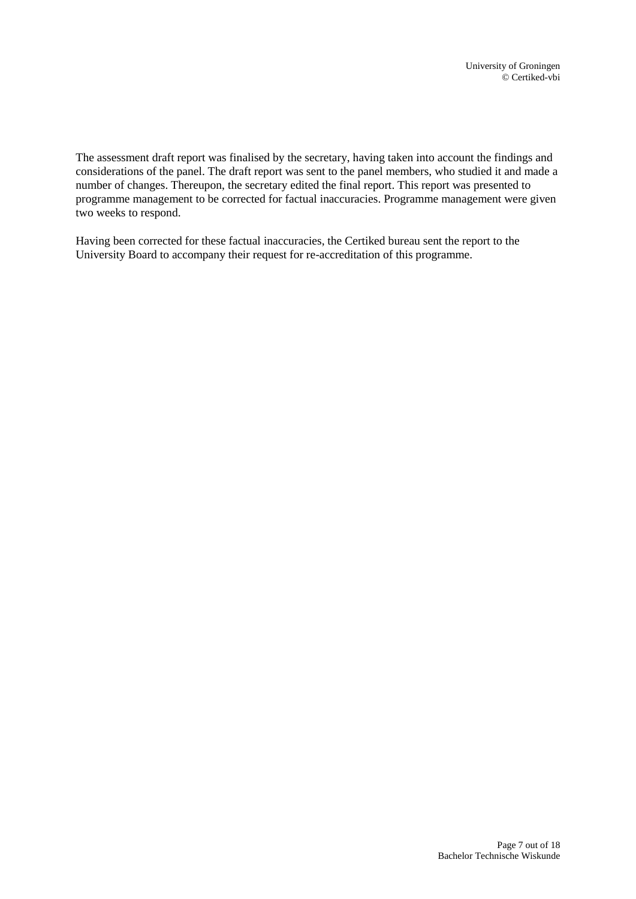The assessment draft report was finalised by the secretary, having taken into account the findings and considerations of the panel. The draft report was sent to the panel members, who studied it and made a number of changes. Thereupon, the secretary edited the final report. This report was presented to programme management to be corrected for factual inaccuracies. Programme management were given two weeks to respond.

Having been corrected for these factual inaccuracies, the Certiked bureau sent the report to the University Board to accompany their request for re-accreditation of this programme.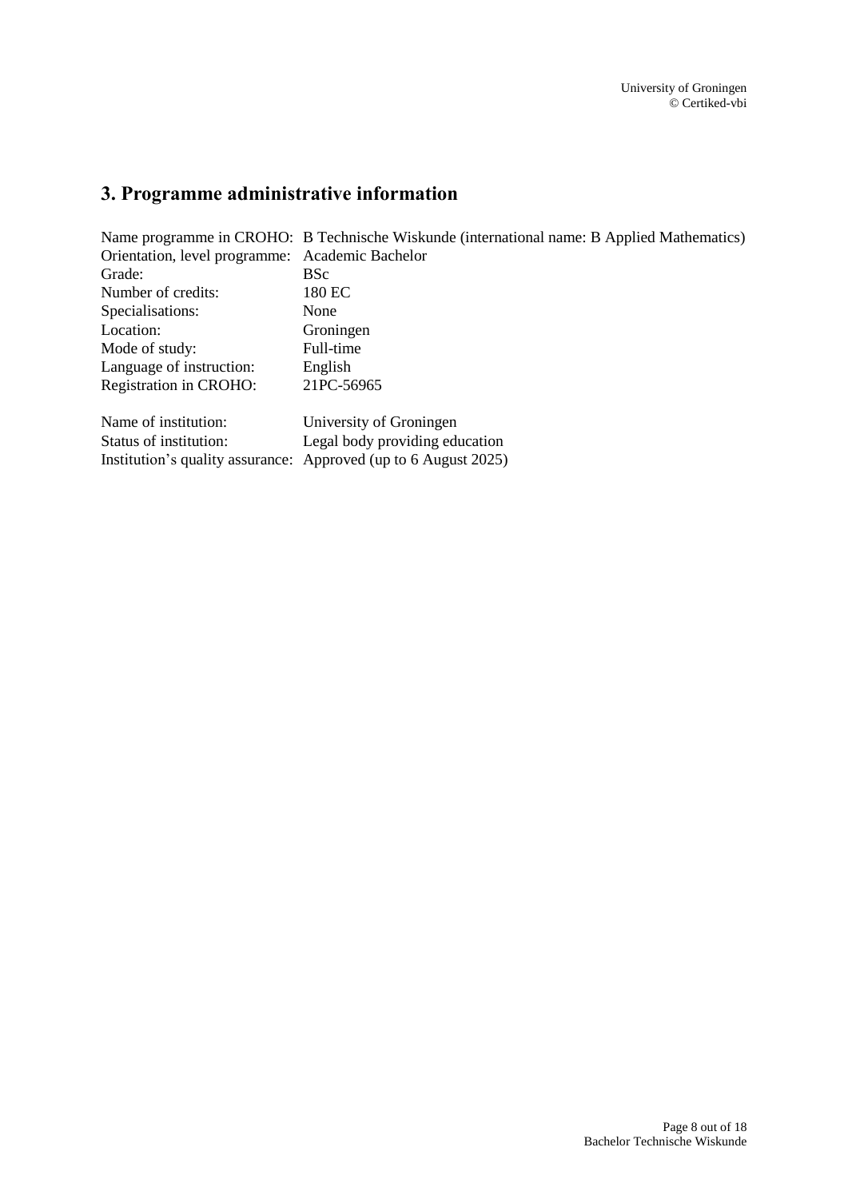## 3. Programme administrative information

Name programme in CROHO: B Technische Wiskunde (international name: B Applied Mathematics)
Orientation, level programme: Academic Bachelor
Grade: BSc
Number of credits: 180 EC
Specialisations: None
Location: Groningen
Mode of study: Full-time
Language of instruction: English
Registration in CROHO: 21PC-56965

Name of institution: University of Groningen
Status of institution: Legal body providing education
Institution's quality assurance: Approved (up to 6 August 2025)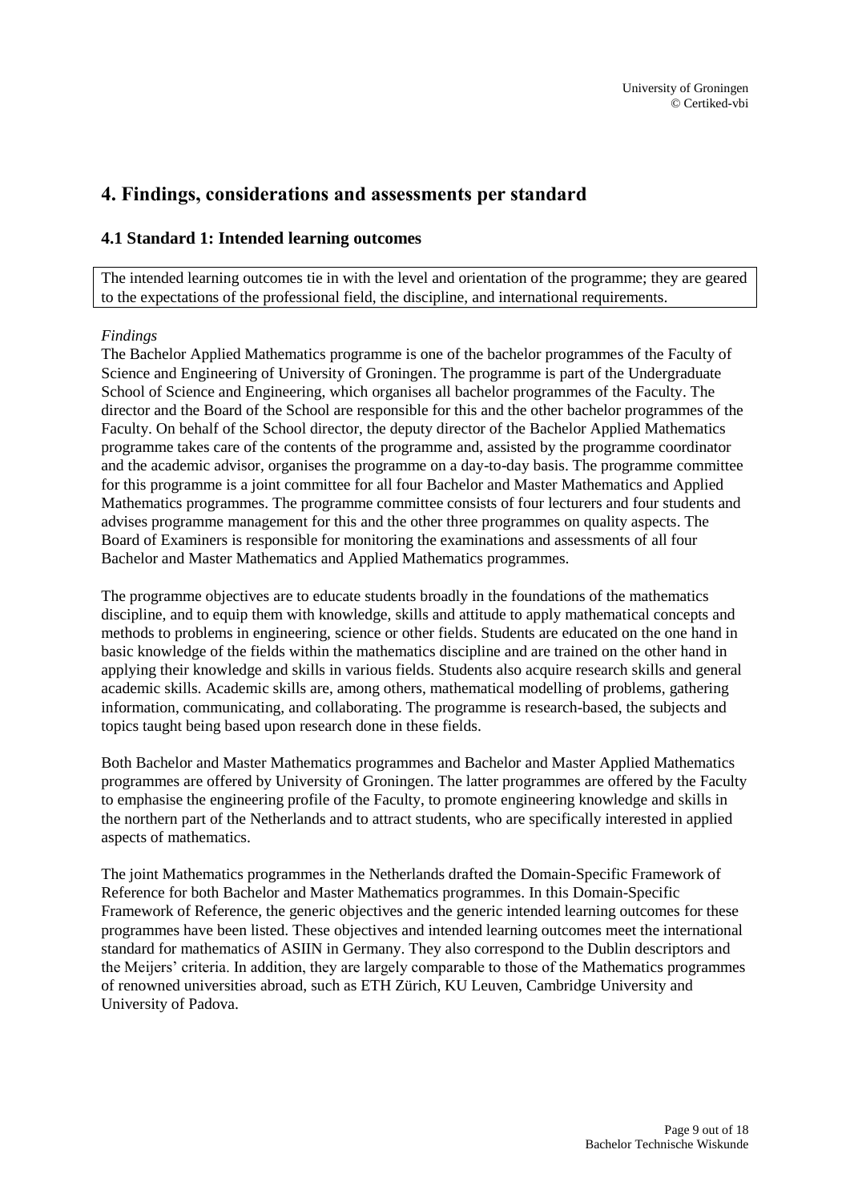# 4. Findings, considerations and assessments per standard

## 4.1 Standard 1: Intended learning outcomes

> The intended learning outcomes tie in with the level and orientation of the programme; they are geared to the expectations of the professional field, the discipline, and international requirements.

*Findings*

The Bachelor Applied Mathematics programme is one of the bachelor programmes of the Faculty of Science and Engineering of University of Groningen. The programme is part of the Undergraduate School of Science and Engineering, which organises all bachelor programmes of the Faculty. The director and the Board of the School are responsible for this and the other bachelor programmes of the Faculty. On behalf of the School director, the deputy director of the Bachelor Applied Mathematics programme takes care of the contents of the programme and, assisted by the programme coordinator and the academic advisor, organises the programme on a day-to-day basis. The programme committee for this programme is a joint committee for all four Bachelor and Master Mathematics and Applied Mathematics programmes. The programme committee consists of four lecturers and four students and advises programme management for this and the other three programmes on quality aspects. The Board of Examiners is responsible for monitoring the examinations and assessments of all four Bachelor and Master Mathematics and Applied Mathematics programmes.

The programme objectives are to educate students broadly in the foundations of the mathematics discipline, and to equip them with knowledge, skills and attitude to apply mathematical concepts and methods to problems in engineering, science or other fields. Students are educated on the one hand in basic knowledge of the fields within the mathematics discipline and are trained on the other hand in applying their knowledge and skills in various fields. Students also acquire research skills and general academic skills. Academic skills are, among others, mathematical modelling of problems, gathering information, communicating, and collaborating. The programme is research-based, the subjects and topics taught being based upon research done in these fields.

Both Bachelor and Master Mathematics programmes and Bachelor and Master Applied Mathematics programmes are offered by University of Groningen. The latter programmes are offered by the Faculty to emphasise the engineering profile of the Faculty, to promote engineering knowledge and skills in the northern part of the Netherlands and to attract students, who are specifically interested in applied aspects of mathematics.

The joint Mathematics programmes in the Netherlands drafted the Domain-Specific Framework of Reference for both Bachelor and Master Mathematics programmes. In this Domain-Specific Framework of Reference, the generic objectives and the generic intended learning outcomes for these programmes have been listed. These objectives and intended learning outcomes meet the international standard for mathematics of ASIIN in Germany. They also correspond to the Dublin descriptors and the Meijers' criteria. In addition, they are largely comparable to those of the Mathematics programmes of renowned universities abroad, such as ETH Zürich, KU Leuven, Cambridge University and University of Padova.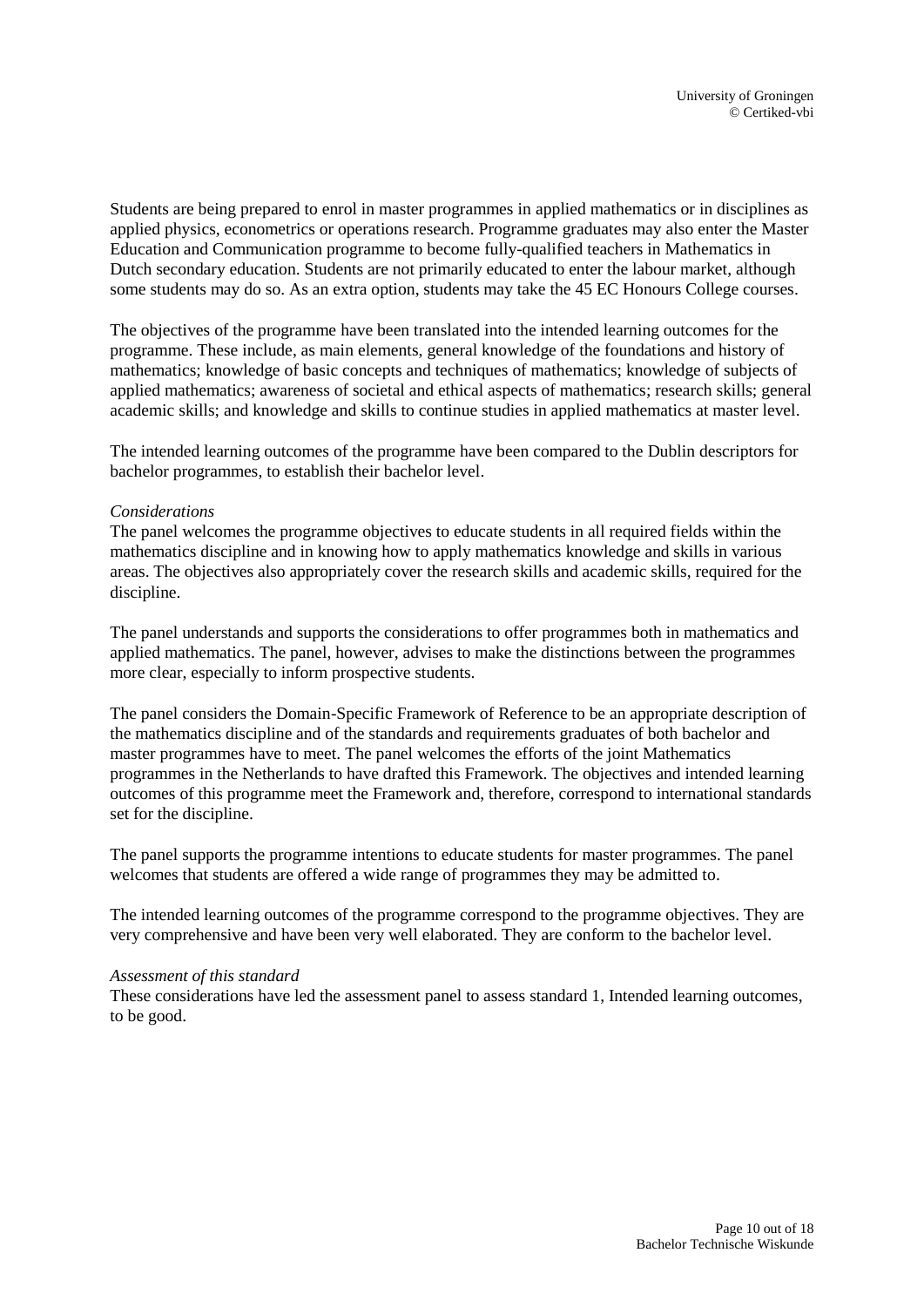Students are being prepared to enrol in master programmes in applied mathematics or in disciplines as applied physics, econometrics or operations research. Programme graduates may also enter the Master Education and Communication programme to become fully-qualified teachers in Mathematics in Dutch secondary education. Students are not primarily educated to enter the labour market, although some students may do so. As an extra option, students may take the 45 EC Honours College courses.

The objectives of the programme have been translated into the intended learning outcomes for the programme. These include, as main elements, general knowledge of the foundations and history of mathematics; knowledge of basic concepts and techniques of mathematics; knowledge of subjects of applied mathematics; awareness of societal and ethical aspects of mathematics; research skills; general academic skills; and knowledge and skills to continue studies in applied mathematics at master level.

The intended learning outcomes of the programme have been compared to the Dublin descriptors for bachelor programmes, to establish their bachelor level.

*Considerations*

The panel welcomes the programme objectives to educate students in all required fields within the mathematics discipline and in knowing how to apply mathematics knowledge and skills in various areas. The objectives also appropriately cover the research skills and academic skills, required for the discipline.

The panel understands and supports the considerations to offer programmes both in mathematics and applied mathematics. The panel, however, advises to make the distinctions between the programmes more clear, especially to inform prospective students.

The panel considers the Domain-Specific Framework of Reference to be an appropriate description of the mathematics discipline and of the standards and requirements graduates of both bachelor and master programmes have to meet. The panel welcomes the efforts of the joint Mathematics programmes in the Netherlands to have drafted this Framework. The objectives and intended learning outcomes of this programme meet the Framework and, therefore, correspond to international standards set for the discipline.

The panel supports the programme intentions to educate students for master programmes. The panel welcomes that students are offered a wide range of programmes they may be admitted to.

The intended learning outcomes of the programme correspond to the programme objectives. They are very comprehensive and have been very well elaborated. They are conform to the bachelor level.

*Assessment of this standard*

These considerations have led the assessment panel to assess standard 1, Intended learning outcomes, to be good.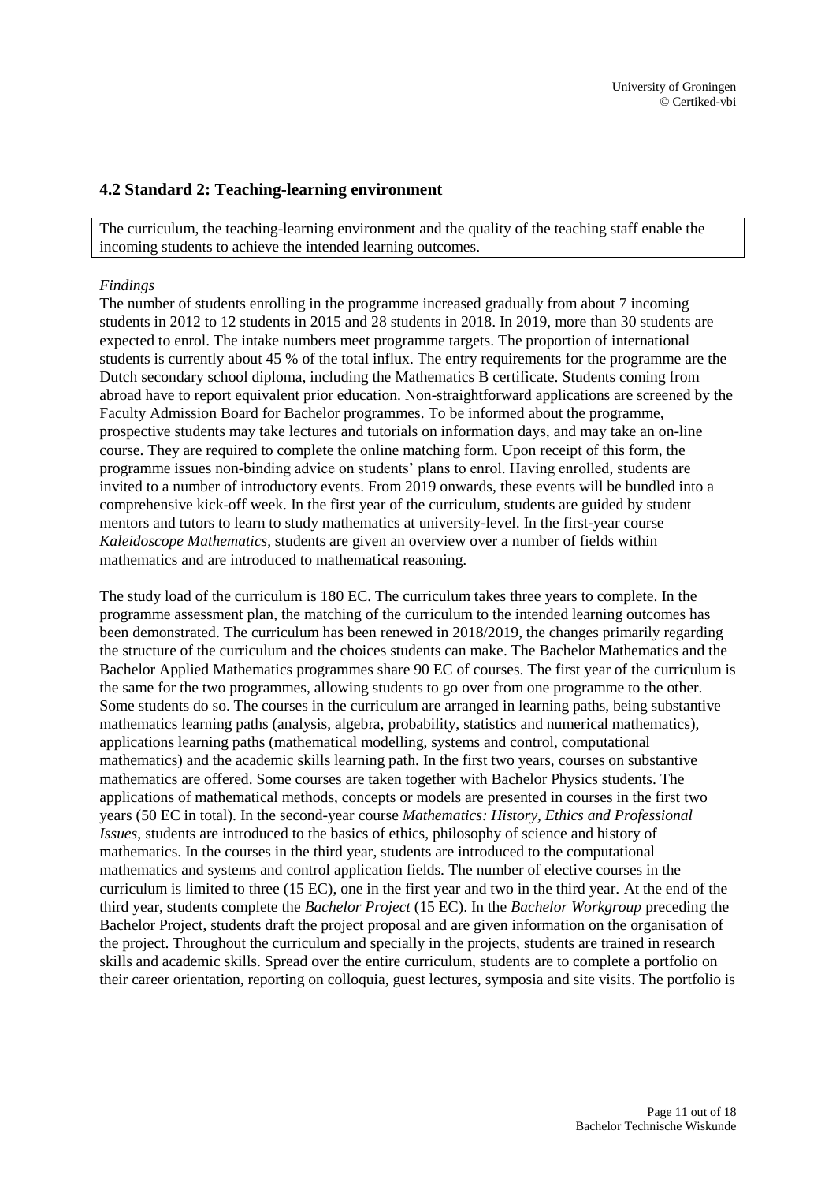## 4.2 Standard 2: Teaching-learning environment

The curriculum, the teaching-learning environment and the quality of the teaching staff enable the incoming students to achieve the intended learning outcomes.

*Findings*

The number of students enrolling in the programme increased gradually from about 7 incoming students in 2012 to 12 students in 2015 and 28 students in 2018. In 2019, more than 30 students are expected to enrol. The intake numbers meet programme targets. The proportion of international students is currently about 45 % of the total influx. The entry requirements for the programme are the Dutch secondary school diploma, including the Mathematics B certificate. Students coming from abroad have to report equivalent prior education. Non-straightforward applications are screened by the Faculty Admission Board for Bachelor programmes. To be informed about the programme, prospective students may take lectures and tutorials on information days, and may take an on-line course. They are required to complete the online matching form. Upon receipt of this form, the programme issues non-binding advice on students' plans to enrol. Having enrolled, students are invited to a number of introductory events. From 2019 onwards, these events will be bundled into a comprehensive kick-off week. In the first year of the curriculum, students are guided by student mentors and tutors to learn to study mathematics at university-level. In the first-year course *Kaleidoscope Mathematics*, students are given an overview over a number of fields within mathematics and are introduced to mathematical reasoning.

The study load of the curriculum is 180 EC. The curriculum takes three years to complete. In the programme assessment plan, the matching of the curriculum to the intended learning outcomes has been demonstrated. The curriculum has been renewed in 2018/2019, the changes primarily regarding the structure of the curriculum and the choices students can make. The Bachelor Mathematics and the Bachelor Applied Mathematics programmes share 90 EC of courses. The first year of the curriculum is the same for the two programmes, allowing students to go over from one programme to the other. Some students do so. The courses in the curriculum are arranged in learning paths, being substantive mathematics learning paths (analysis, algebra, probability, statistics and numerical mathematics), applications learning paths (mathematical modelling, systems and control, computational mathematics) and the academic skills learning path. In the first two years, courses on substantive mathematics are offered. Some courses are taken together with Bachelor Physics students. The applications of mathematical methods, concepts or models are presented in courses in the first two years (50 EC in total). In the second-year course *Mathematics: History, Ethics and Professional Issues*, students are introduced to the basics of ethics, philosophy of science and history of mathematics. In the courses in the third year, students are introduced to the computational mathematics and systems and control application fields. The number of elective courses in the curriculum is limited to three (15 EC), one in the first year and two in the third year. At the end of the third year, students complete the *Bachelor Project* (15 EC). In the *Bachelor Workgroup* preceding the Bachelor Project, students draft the project proposal and are given information on the organisation of the project. Throughout the curriculum and specially in the projects, students are trained in research skills and academic skills. Spread over the entire curriculum, students are to complete a portfolio on their career orientation, reporting on colloquia, guest lectures, symposia and site visits. The portfolio is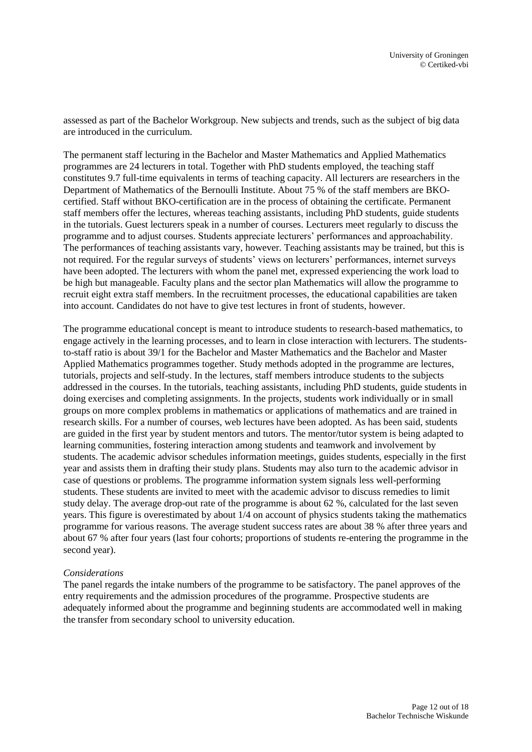assessed as part of the Bachelor Workgroup. New subjects and trends, such as the subject of big data are introduced in the curriculum.

The permanent staff lecturing in the Bachelor and Master Mathematics and Applied Mathematics programmes are 24 lecturers in total. Together with PhD students employed, the teaching staff constitutes 9.7 full-time equivalents in terms of teaching capacity. All lecturers are researchers in the Department of Mathematics of the Bernoulli Institute. About 75 % of the staff members are BKO-certified. Staff without BKO-certification are in the process of obtaining the certificate. Permanent staff members offer the lectures, whereas teaching assistants, including PhD students, guide students in the tutorials. Guest lecturers speak in a number of courses. Lecturers meet regularly to discuss the programme and to adjust courses. Students appreciate lecturers' performances and approachability. The performances of teaching assistants vary, however. Teaching assistants may be trained, but this is not required. For the regular surveys of students' views on lecturers' performances, internet surveys have been adopted. The lecturers with whom the panel met, expressed experiencing the work load to be high but manageable. Faculty plans and the sector plan Mathematics will allow the programme to recruit eight extra staff members. In the recruitment processes, the educational capabilities are taken into account. Candidates do not have to give test lectures in front of students, however.

The programme educational concept is meant to introduce students to research-based mathematics, to engage actively in the learning processes, and to learn in close interaction with lecturers. The students-to-staff ratio is about 39/1 for the Bachelor and Master Mathematics and the Bachelor and Master Applied Mathematics programmes together. Study methods adopted in the programme are lectures, tutorials, projects and self-study. In the lectures, staff members introduce students to the subjects addressed in the courses. In the tutorials, teaching assistants, including PhD students, guide students in doing exercises and completing assignments. In the projects, students work individually or in small groups on more complex problems in mathematics or applications of mathematics and are trained in research skills. For a number of courses, web lectures have been adopted. As has been said, students are guided in the first year by student mentors and tutors. The mentor/tutor system is being adapted to learning communities, fostering interaction among students and teamwork and involvement by students. The academic advisor schedules information meetings, guides students, especially in the first year and assists them in drafting their study plans. Students may also turn to the academic advisor in case of questions or problems. The programme information system signals less well-performing students. These students are invited to meet with the academic advisor to discuss remedies to limit study delay. The average drop-out rate of the programme is about 62 %, calculated for the last seven years. This figure is overestimated by about 1/4 on account of physics students taking the mathematics programme for various reasons. The average student success rates are about 38 % after three years and about 67 % after four years (last four cohorts; proportions of students re-entering the programme in the second year).

*Considerations*

The panel regards the intake numbers of the programme to be satisfactory. The panel approves of the entry requirements and the admission procedures of the programme. Prospective students are adequately informed about the programme and beginning students are accommodated well in making the transfer from secondary school to university education.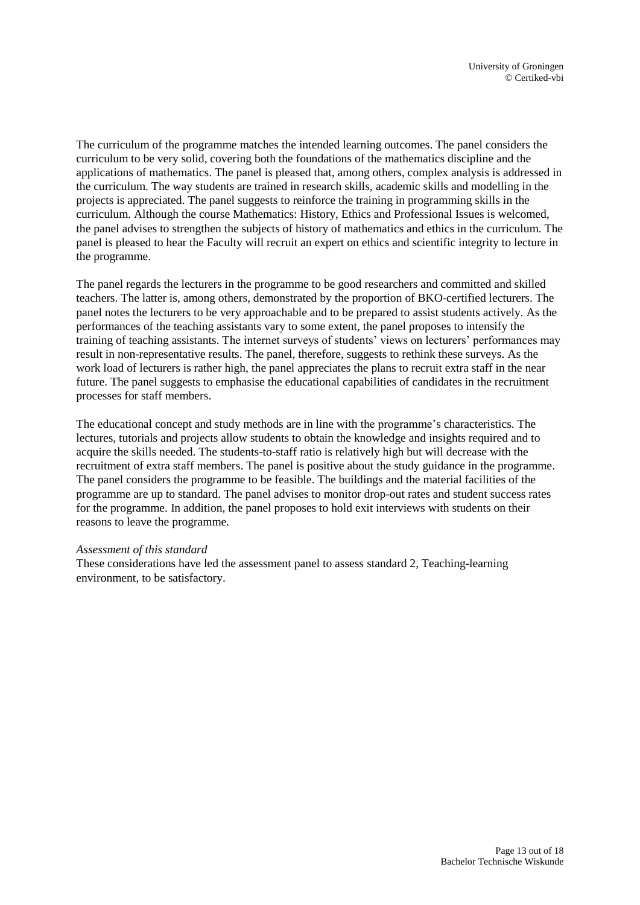The curriculum of the programme matches the intended learning outcomes. The panel considers the curriculum to be very solid, covering both the foundations of the mathematics discipline and the applications of mathematics. The panel is pleased that, among others, complex analysis is addressed in the curriculum. The way students are trained in research skills, academic skills and modelling in the projects is appreciated. The panel suggests to reinforce the training in programming skills in the curriculum. Although the course Mathematics: History, Ethics and Professional Issues is welcomed, the panel advises to strengthen the subjects of history of mathematics and ethics in the curriculum. The panel is pleased to hear the Faculty will recruit an expert on ethics and scientific integrity to lecture in the programme.

The panel regards the lecturers in the programme to be good researchers and committed and skilled teachers. The latter is, among others, demonstrated by the proportion of BKO-certified lecturers. The panel notes the lecturers to be very approachable and to be prepared to assist students actively. As the performances of the teaching assistants vary to some extent, the panel proposes to intensify the training of teaching assistants. The internet surveys of students' views on lecturers' performances may result in non-representative results. The panel, therefore, suggests to rethink these surveys. As the work load of lecturers is rather high, the panel appreciates the plans to recruit extra staff in the near future. The panel suggests to emphasise the educational capabilities of candidates in the recruitment processes for staff members.

The educational concept and study methods are in line with the programme's characteristics. The lectures, tutorials and projects allow students to obtain the knowledge and insights required and to acquire the skills needed. The students-to-staff ratio is relatively high but will decrease with the recruitment of extra staff members. The panel is positive about the study guidance in the programme. The panel considers the programme to be feasible. The buildings and the material facilities of the programme are up to standard. The panel advises to monitor drop-out rates and student success rates for the programme. In addition, the panel proposes to hold exit interviews with students on their reasons to leave the programme.

*Assessment of this standard*

These considerations have led the assessment panel to assess standard 2, Teaching-learning environment, to be satisfactory.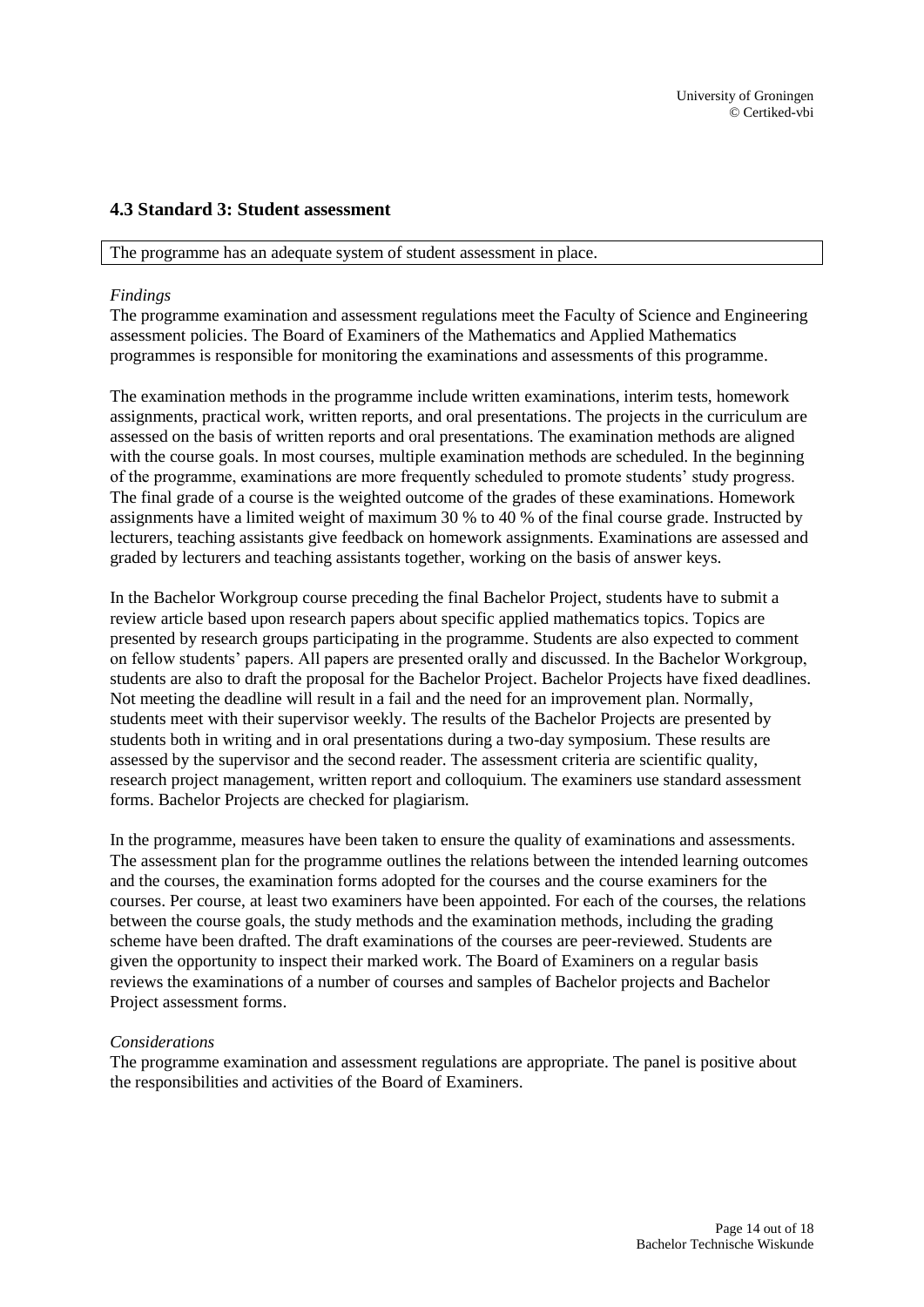### 4.3 Standard 3: Student assessment

| The programme has an adequate system of student assessment in place. |
| --- |

*Findings*

The programme examination and assessment regulations meet the Faculty of Science and Engineering assessment policies. The Board of Examiners of the Mathematics and Applied Mathematics programmes is responsible for monitoring the examinations and assessments of this programme.

The examination methods in the programme include written examinations, interim tests, homework assignments, practical work, written reports, and oral presentations. The projects in the curriculum are assessed on the basis of written reports and oral presentations. The examination methods are aligned with the course goals. In most courses, multiple examination methods are scheduled. In the beginning of the programme, examinations are more frequently scheduled to promote students' study progress. The final grade of a course is the weighted outcome of the grades of these examinations. Homework assignments have a limited weight of maximum 30 % to 40 % of the final course grade. Instructed by lecturers, teaching assistants give feedback on homework assignments. Examinations are assessed and graded by lecturers and teaching assistants together, working on the basis of answer keys.

In the Bachelor Workgroup course preceding the final Bachelor Project, students have to submit a review article based upon research papers about specific applied mathematics topics. Topics are presented by research groups participating in the programme. Students are also expected to comment on fellow students' papers. All papers are presented orally and discussed. In the Bachelor Workgroup, students are also to draft the proposal for the Bachelor Project. Bachelor Projects have fixed deadlines. Not meeting the deadline will result in a fail and the need for an improvement plan. Normally, students meet with their supervisor weekly. The results of the Bachelor Projects are presented by students both in writing and in oral presentations during a two-day symposium. These results are assessed by the supervisor and the second reader. The assessment criteria are scientific quality, research project management, written report and colloquium. The examiners use standard assessment forms. Bachelor Projects are checked for plagiarism.

In the programme, measures have been taken to ensure the quality of examinations and assessments. The assessment plan for the programme outlines the relations between the intended learning outcomes and the courses, the examination forms adopted for the courses and the course examiners for the courses. Per course, at least two examiners have been appointed. For each of the courses, the relations between the course goals, the study methods and the examination methods, including the grading scheme have been drafted. The draft examinations of the courses are peer-reviewed. Students are given the opportunity to inspect their marked work. The Board of Examiners on a regular basis reviews the examinations of a number of courses and samples of Bachelor projects and Bachelor Project assessment forms.

*Considerations*

The programme examination and assessment regulations are appropriate. The panel is positive about the responsibilities and activities of the Board of Examiners.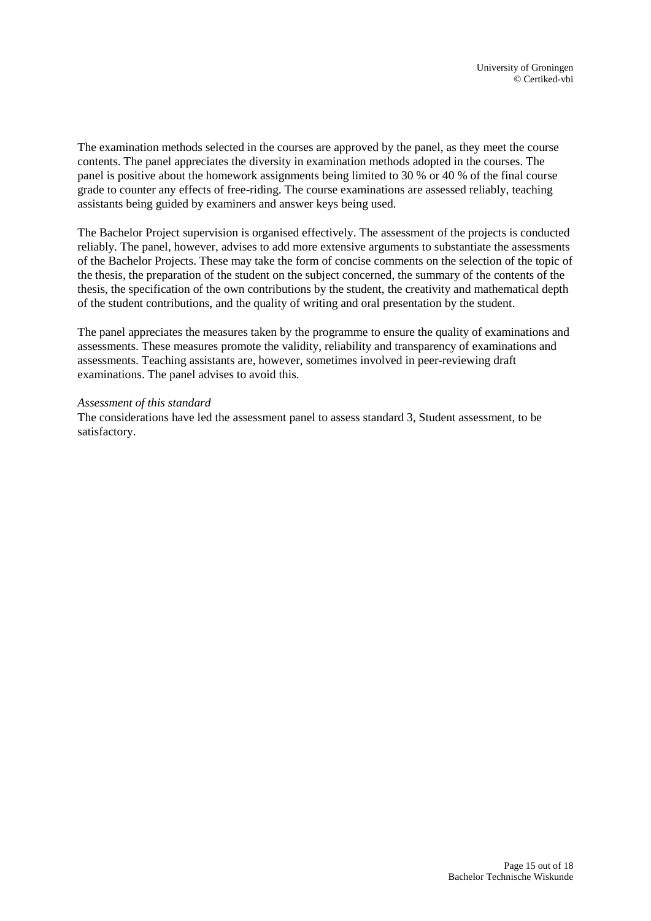The examination methods selected in the courses are approved by the panel, as they meet the course contents. The panel appreciates the diversity in examination methods adopted in the courses. The panel is positive about the homework assignments being limited to 30 % or 40 % of the final course grade to counter any effects of free-riding. The course examinations are assessed reliably, teaching assistants being guided by examiners and answer keys being used.

The Bachelor Project supervision is organised effectively. The assessment of the projects is conducted reliably. The panel, however, advises to add more extensive arguments to substantiate the assessments of the Bachelor Projects. These may take the form of concise comments on the selection of the topic of the thesis, the preparation of the student on the subject concerned, the summary of the contents of the thesis, the specification of the own contributions by the student, the creativity and mathematical depth of the student contributions, and the quality of writing and oral presentation by the student.

The panel appreciates the measures taken by the programme to ensure the quality of examinations and assessments. These measures promote the validity, reliability and transparency of examinations and assessments. Teaching assistants are, however, sometimes involved in peer-reviewing draft examinations. The panel advises to avoid this.

*Assessment of this standard*

The considerations have led the assessment panel to assess standard 3, Student assessment, to be satisfactory.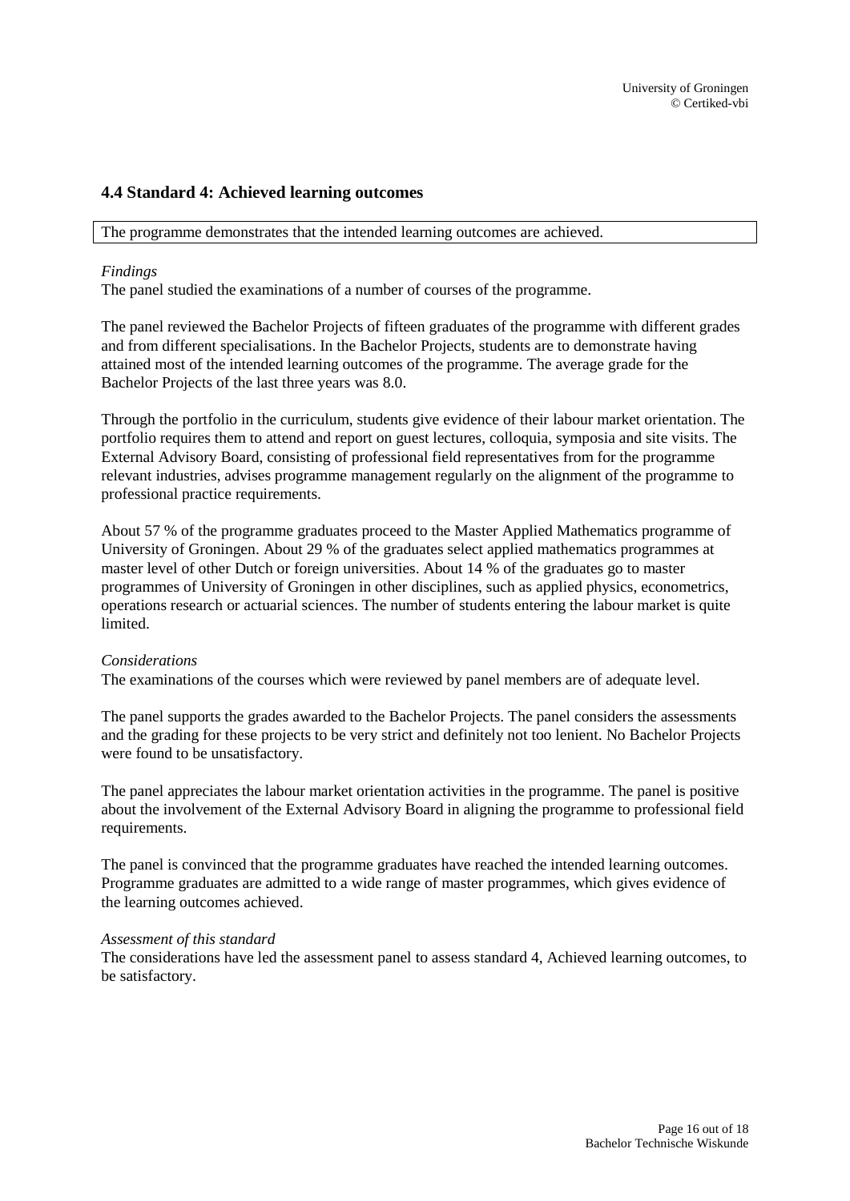## 4.4 Standard 4: Achieved learning outcomes

| The programme demonstrates that the intended learning outcomes are achieved. |
| --- |

*Findings*

The panel studied the examinations of a number of courses of the programme.

The panel reviewed the Bachelor Projects of fifteen graduates of the programme with different grades and from different specialisations. In the Bachelor Projects, students are to demonstrate having attained most of the intended learning outcomes of the programme. The average grade for the Bachelor Projects of the last three years was 8.0.

Through the portfolio in the curriculum, students give evidence of their labour market orientation. The portfolio requires them to attend and report on guest lectures, colloquia, symposia and site visits. The External Advisory Board, consisting of professional field representatives from for the programme relevant industries, advises programme management regularly on the alignment of the programme to professional practice requirements.

About 57 % of the programme graduates proceed to the Master Applied Mathematics programme of University of Groningen. About 29 % of the graduates select applied mathematics programmes at master level of other Dutch or foreign universities. About 14 % of the graduates go to master programmes of University of Groningen in other disciplines, such as applied physics, econometrics, operations research or actuarial sciences. The number of students entering the labour market is quite limited.

*Considerations*

The examinations of the courses which were reviewed by panel members are of adequate level.

The panel supports the grades awarded to the Bachelor Projects. The panel considers the assessments and the grading for these projects to be very strict and definitely not too lenient. No Bachelor Projects were found to be unsatisfactory.

The panel appreciates the labour market orientation activities in the programme. The panel is positive about the involvement of the External Advisory Board in aligning the programme to professional field requirements.

The panel is convinced that the programme graduates have reached the intended learning outcomes. Programme graduates are admitted to a wide range of master programmes, which gives evidence of the learning outcomes achieved.

*Assessment of this standard*

The considerations have led the assessment panel to assess standard 4, Achieved learning outcomes, to be satisfactory.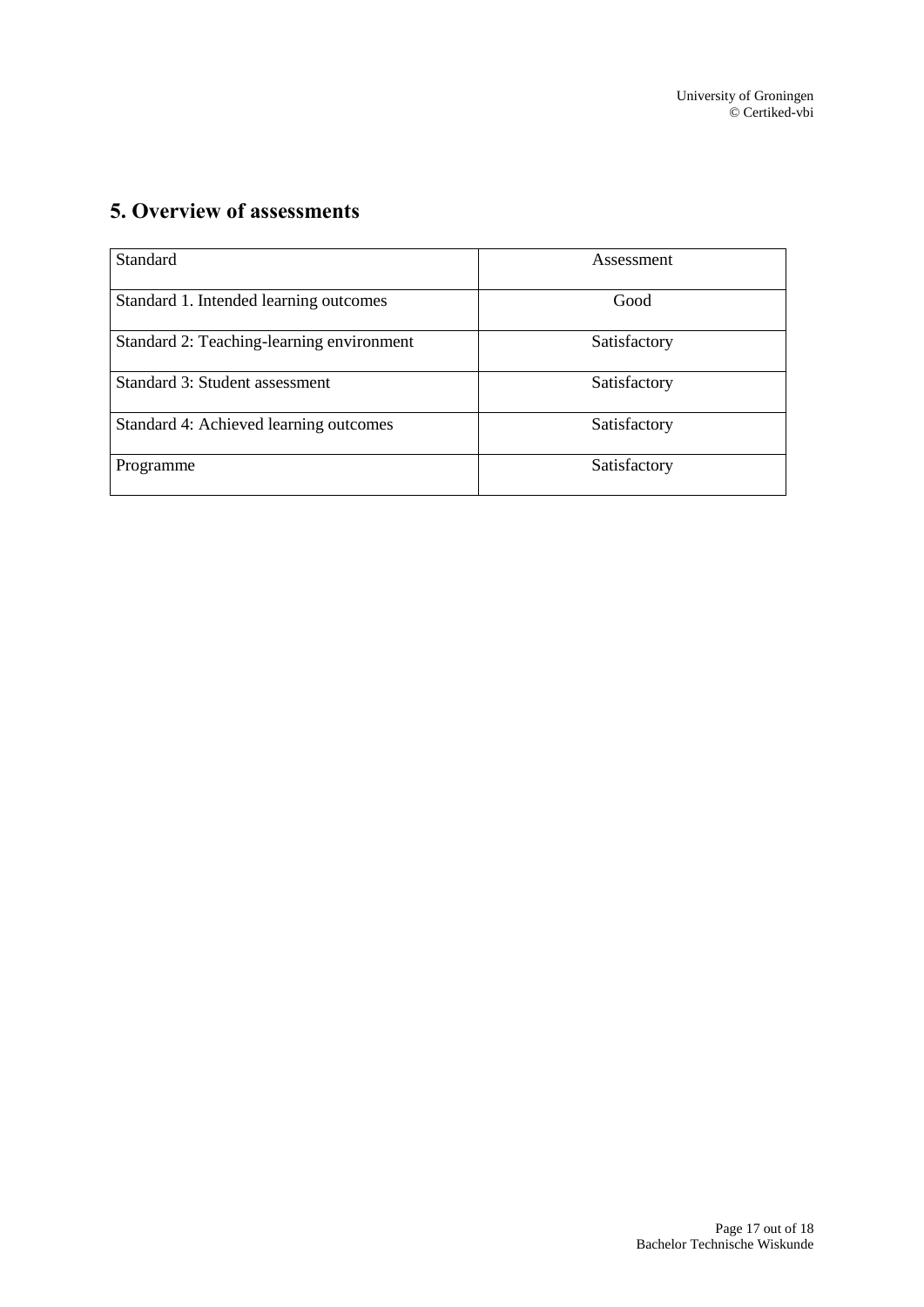## 5. Overview of assessments

| Standard | Assessment |
|---|---|
| Standard 1. Intended learning outcomes | Good |
| Standard 2: Teaching-learning environment | Satisfactory |
| Standard 3: Student assessment | Satisfactory |
| Standard 4: Achieved learning outcomes | Satisfactory |
| Programme | Satisfactory |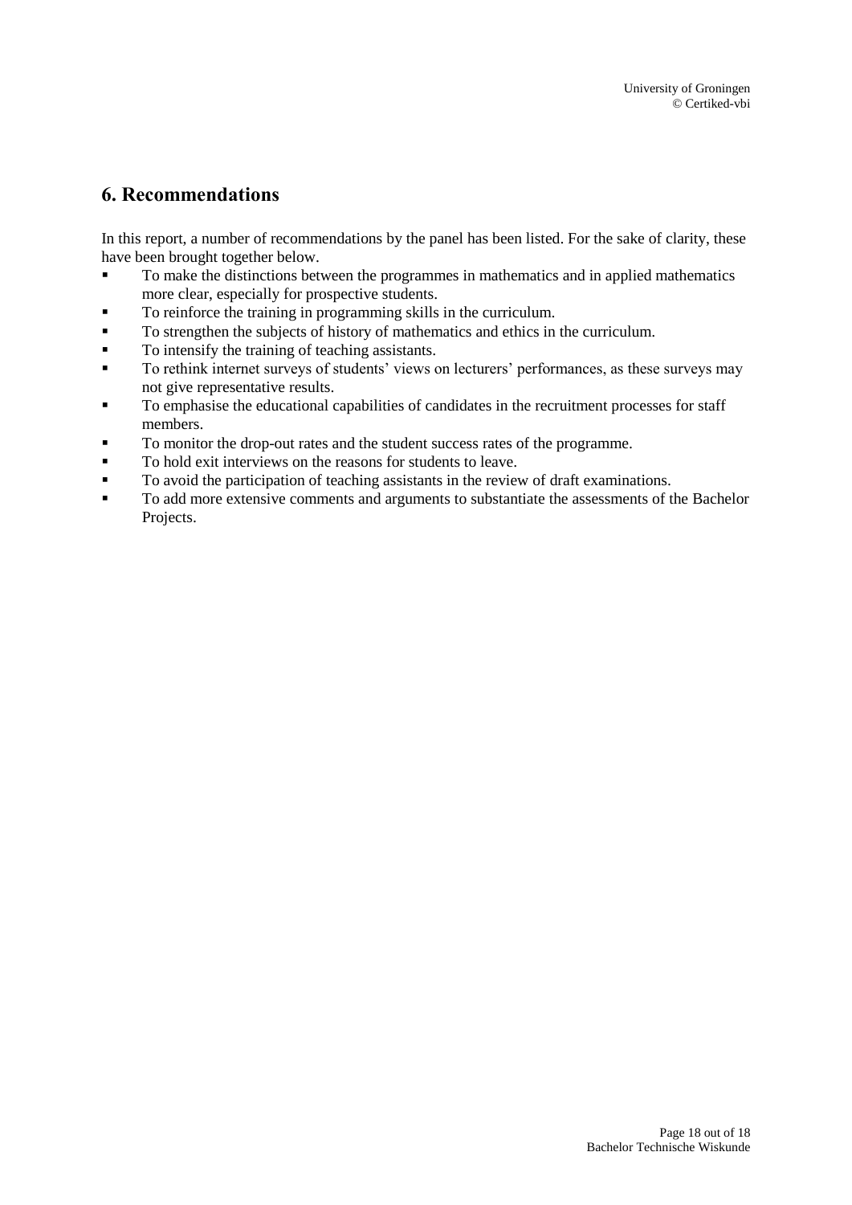## 6. Recommendations

In this report, a number of recommendations by the panel has been listed. For the sake of clarity, these have been brought together below.

- To make the distinctions between the programmes in mathematics and in applied mathematics more clear, especially for prospective students.
- To reinforce the training in programming skills in the curriculum.
- To strengthen the subjects of history of mathematics and ethics in the curriculum.
- To intensify the training of teaching assistants.
- To rethink internet surveys of students' views on lecturers' performances, as these surveys may not give representative results.
- To emphasise the educational capabilities of candidates in the recruitment processes for staff members.
- To monitor the drop-out rates and the student success rates of the programme.
- To hold exit interviews on the reasons for students to leave.
- To avoid the participation of teaching assistants in the review of draft examinations.
- To add more extensive comments and arguments to substantiate the assessments of the Bachelor Projects.